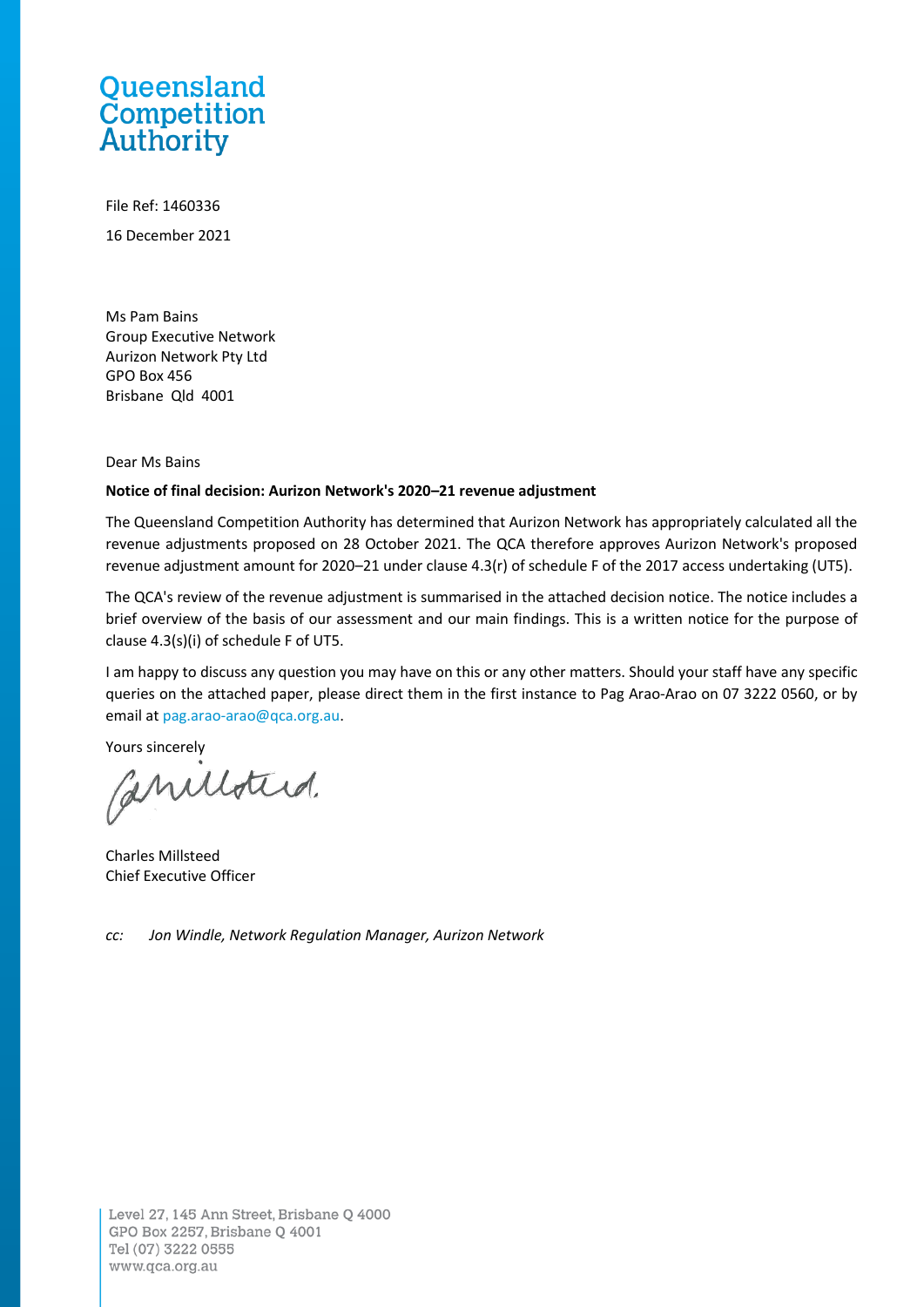Queensland Competition Authority

File Ref: 1460336

16 December 2021

Ms Pam Bains
Group Executive Network
Aurizon Network Pty Ltd
GPO Box 456
Brisbane Qld 4001

Dear Ms Bains

**Notice of final decision: Aurizon Network's 2020–21 revenue adjustment**

The Queensland Competition Authority has determined that Aurizon Network has appropriately calculated all the revenue adjustments proposed on 28 October 2021. The QCA therefore approves Aurizon Network's proposed revenue adjustment amount for 2020–21 under clause 4.3(r) of schedule F of the 2017 access undertaking (UT5).

The QCA's review of the revenue adjustment is summarised in the attached decision notice. The notice includes a brief overview of the basis of our assessment and our main findings. This is a written notice for the purpose of clause 4.3(s)(i) of schedule F of UT5.

I am happy to discuss any question you may have on this or any other matters. Should your staff have any specific queries on the attached paper, please direct them in the first instance to Pag Arao-Arao on 07 3222 0560, or by email at pag.arao-arao@qca.org.au.

Yours sincerely

Charles Millsteed
Chief Executive Officer

*cc: Jon Windle, Network Regulation Manager, Aurizon Network*

Level 27, 145 Ann Street, Brisbane Q 4000
GPO Box 2257, Brisbane Q 4001
Tel (07) 3222 0555
www.qca.org.au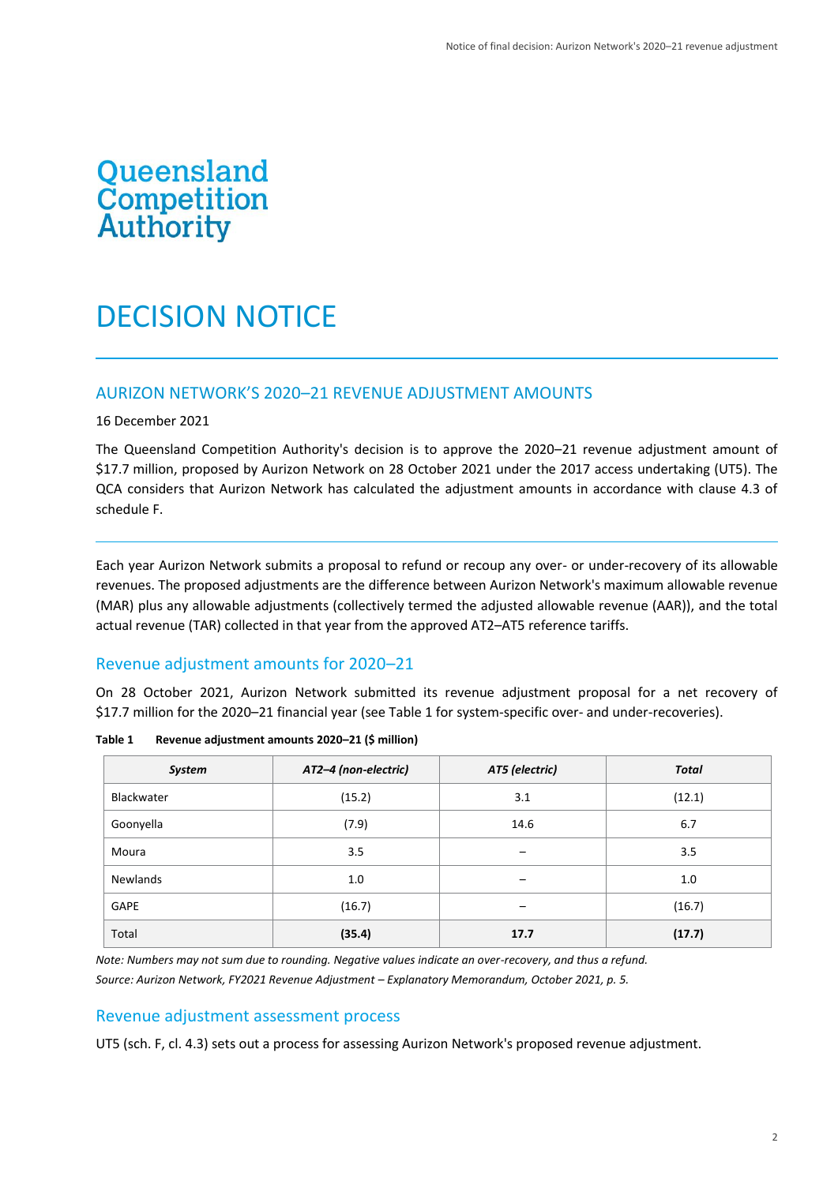Queensland Competition Authority

# DECISION NOTICE

## AURIZON NETWORK'S 2020–21 REVENUE ADJUSTMENT AMOUNTS

16 December 2021

The Queensland Competition Authority's decision is to approve the 2020–21 revenue adjustment amount of $17.7 million, proposed by Aurizon Network on 28 October 2021 under the 2017 access undertaking (UT5). The QCA considers that Aurizon Network has calculated the adjustment amounts in accordance with clause 4.3 of schedule F.

Each year Aurizon Network submits a proposal to refund or recoup any over- or under-recovery of its allowable revenues. The proposed adjustments are the difference between Aurizon Network's maximum allowable revenue (MAR) plus any allowable adjustments (collectively termed the adjusted allowable revenue (AAR)), and the total actual revenue (TAR) collected in that year from the approved AT2–AT5 reference tariffs.

## Revenue adjustment amounts for 2020–21

On 28 October 2021, Aurizon Network submitted its revenue adjustment proposal for a net recovery of $17.7 million for the 2020–21 financial year (see Table 1 for system-specific over- and under-recoveries).

**Table 1 Revenue adjustment amounts 2020–21 ($ million)**

| *System* | *AT2–4 (non-electric)* | *AT5 (electric)* | *Total* |
|---|---|---|---|
| Blackwater | (15.2) | 3.1 | (12.1) |
| Goonyella | (7.9) | 14.6 | 6.7 |
| Moura | 3.5 | – | 3.5 |
| Newlands | 1.0 | – | 1.0 |
| GAPE | (16.7) | – | (16.7) |
| Total | **(35.4)** | **17.7** | **(17.7)** |

*Note: Numbers may not sum due to rounding. Negative values indicate an over-recovery, and thus a refund.*
*Source: Aurizon Network, FY2021 Revenue Adjustment – Explanatory Memorandum, October 2021, p. 5.*

## Revenue adjustment assessment process

UT5 (sch. F, cl. 4.3) sets out a process for assessing Aurizon Network's proposed revenue adjustment.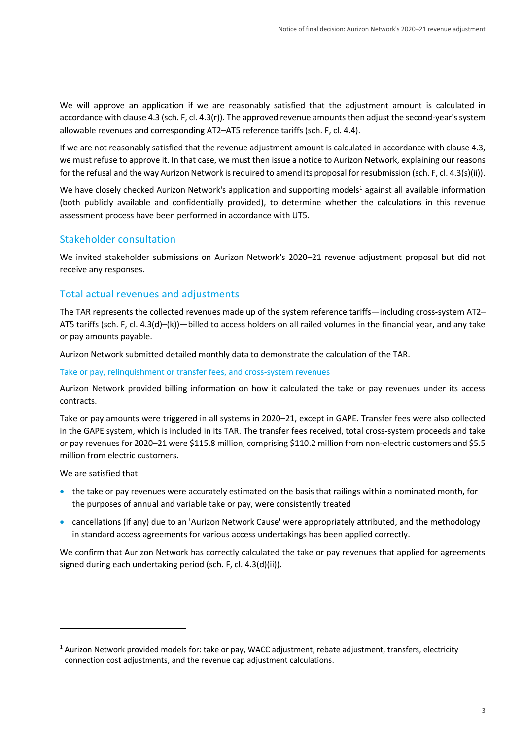We will approve an application if we are reasonably satisfied that the adjustment amount is calculated in accordance with clause 4.3 (sch. F, cl. 4.3(r)). The approved revenue amounts then adjust the second-year's system allowable revenues and corresponding AT2–AT5 reference tariffs (sch. F, cl. 4.4).

If we are not reasonably satisfied that the revenue adjustment amount is calculated in accordance with clause 4.3, we must refuse to approve it. In that case, we must then issue a notice to Aurizon Network, explaining our reasons for the refusal and the way Aurizon Network is required to amend its proposal for resubmission (sch. F, cl. 4.3(s)(ii)).

We have closely checked Aurizon Network's application and supporting models[1] against all available information (both publicly available and confidentially provided), to determine whether the calculations in this revenue assessment process have been performed in accordance with UT5.

## Stakeholder consultation

We invited stakeholder submissions on Aurizon Network's 2020–21 revenue adjustment proposal but did not receive any responses.

## Total actual revenues and adjustments

The TAR represents the collected revenues made up of the system reference tariffs—including cross-system AT2–AT5 tariffs (sch. F, cl. 4.3(d)–(k))—billed to access holders on all railed volumes in the financial year, and any take or pay amounts payable.

Aurizon Network submitted detailed monthly data to demonstrate the calculation of the TAR.

### Take or pay, relinquishment or transfer fees, and cross-system revenues

Aurizon Network provided billing information on how it calculated the take or pay revenues under its access contracts.

Take or pay amounts were triggered in all systems in 2020–21, except in GAPE. Transfer fees were also collected in the GAPE system, which is included in its TAR. The transfer fees received, total cross-system proceeds and take or pay revenues for 2020–21 were $115.8 million, comprising $110.2 million from non-electric customers and $5.5 million from electric customers.

We are satisfied that:

- the take or pay revenues were accurately estimated on the basis that railings within a nominated month, for the purposes of annual and variable take or pay, were consistently treated
- cancellations (if any) due to an 'Aurizon Network Cause' were appropriately attributed, and the methodology in standard access agreements for various access undertakings has been applied correctly.

We confirm that Aurizon Network has correctly calculated the take or pay revenues that applied for agreements signed during each undertaking period (sch. F, cl. 4.3(d)(ii)).

---

[1] Aurizon Network provided models for: take or pay, WACC adjustment, rebate adjustment, transfers, electricity connection cost adjustments, and the revenue cap adjustment calculations.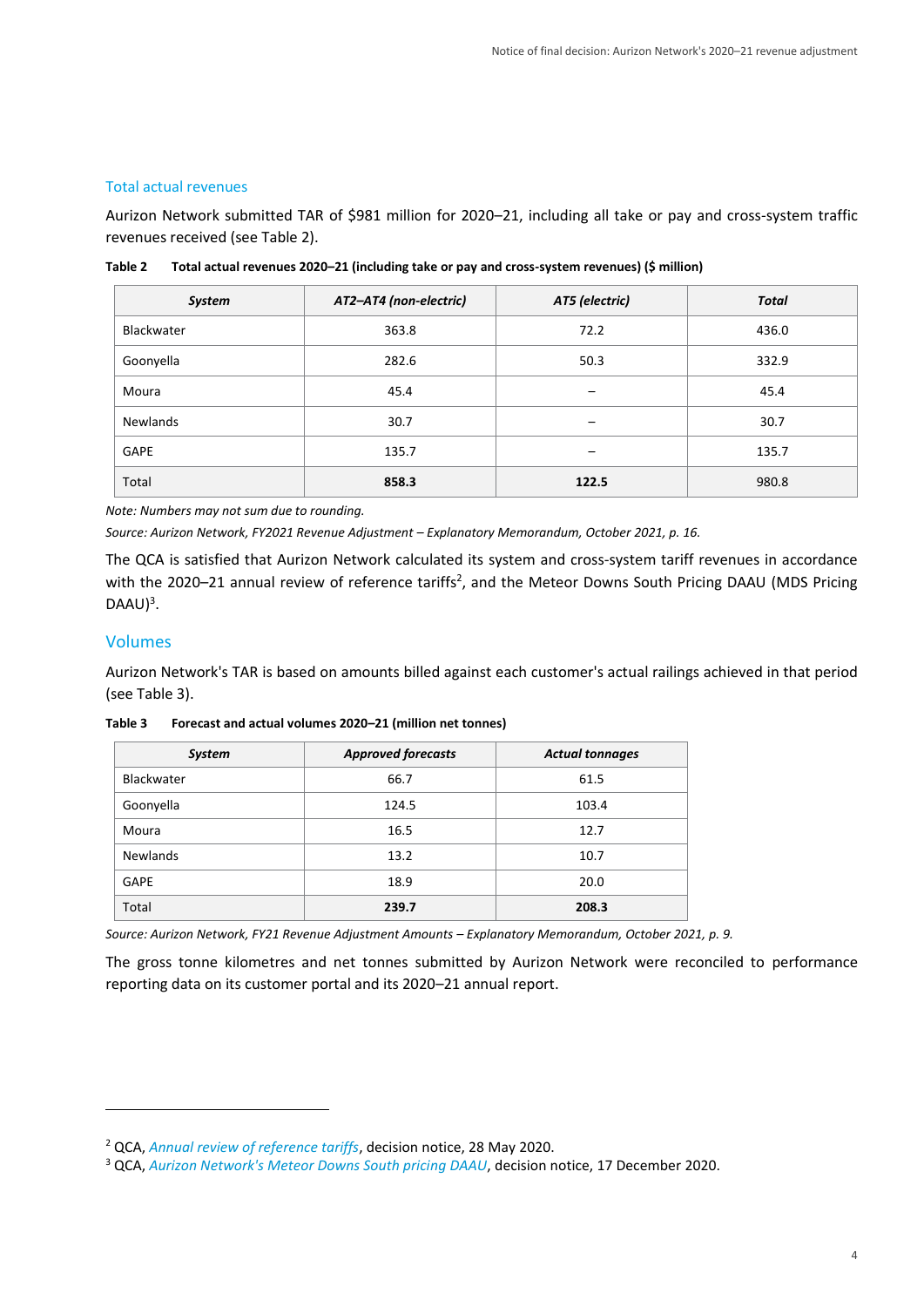## Total actual revenues

Aurizon Network submitted TAR of $981 million for 2020–21, including all take or pay and cross-system traffic revenues received (see Table 2).

**Table 2 Total actual revenues 2020–21 (including take or pay and cross-system revenues) ($ million)**

| *System* | *AT2–AT4 (non-electric)* | *AT5 (electric)* | *Total* |
|---|---|---|---|
| Blackwater | 363.8 | 72.2 | 436.0 |
| Goonyella | 282.6 | 50.3 | 332.9 |
| Moura | 45.4 | – | 45.4 |
| Newlands | 30.7 | – | 30.7 |
| GAPE | 135.7 | – | 135.7 |
| Total | **858.3** | **122.5** | 980.8 |

*Note: Numbers may not sum due to rounding.*

*Source: Aurizon Network, FY2021 Revenue Adjustment – Explanatory Memorandum, October 2021, p. 16.*

The QCA is satisfied that Aurizon Network calculated its system and cross-system tariff revenues in accordance with the 2020–21 annual review of reference tariffs[2], and the Meteor Downs South Pricing DAAU (MDS Pricing DAAU)[3].

## Volumes

Aurizon Network's TAR is based on amounts billed against each customer's actual railings achieved in that period (see Table 3).

**Table 3 Forecast and actual volumes 2020–21 (million net tonnes)**

| *System* | *Approved forecasts* | *Actual tonnages* |
|---|---|---|
| Blackwater | 66.7 | 61.5 |
| Goonyella | 124.5 | 103.4 |
| Moura | 16.5 | 12.7 |
| Newlands | 13.2 | 10.7 |
| GAPE | 18.9 | 20.0 |
| Total | **239.7** | **208.3** |

*Source: Aurizon Network, FY21 Revenue Adjustment Amounts – Explanatory Memorandum, October 2021, p. 9.*

The gross tonne kilometres and net tonnes submitted by Aurizon Network were reconciled to performance reporting data on its customer portal and its 2020–21 annual report.

---

[2] QCA, *Annual review of reference tariffs*, decision notice, 28 May 2020.

[3] QCA, *Aurizon Network's Meteor Downs South pricing DAAU*, decision notice, 17 December 2020.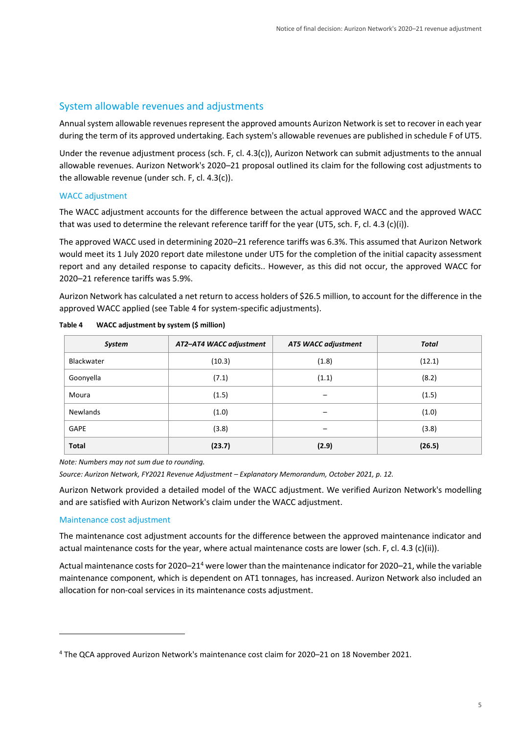## System allowable revenues and adjustments

Annual system allowable revenues represent the approved amounts Aurizon Network is set to recover in each year during the term of its approved undertaking. Each system's allowable revenues are published in schedule F of UT5.

Under the revenue adjustment process (sch. F, cl. 4.3(c)), Aurizon Network can submit adjustments to the annual allowable revenues. Aurizon Network's 2020–21 proposal outlined its claim for the following cost adjustments to the allowable revenue (under sch. F, cl. 4.3(c)).

### WACC adjustment

The WACC adjustment accounts for the difference between the actual approved WACC and the approved WACC that was used to determine the relevant reference tariff for the year (UT5, sch. F, cl. 4.3 (c)(i)).

The approved WACC used in determining 2020–21 reference tariffs was 6.3%. This assumed that Aurizon Network would meet its 1 July 2020 report date milestone under UT5 for the completion of the initial capacity assessment report and any detailed response to capacity deficits.. However, as this did not occur, the approved WACC for 2020–21 reference tariffs was 5.9%.

Aurizon Network has calculated a net return to access holders of $26.5 million, to account for the difference in the approved WACC applied (see Table 4 for system-specific adjustments).

**Table 4 WACC adjustment by system ($ million)**

| *System* | *AT2–AT4 WACC adjustment* | *AT5 WACC adjustment* | *Total* |
|---|---|---|---|
| Blackwater | (10.3) | (1.8) | (12.1) |
| Goonyella | (7.1) | (1.1) | (8.2) |
| Moura | (1.5) | – | (1.5) |
| Newlands | (1.0) | – | (1.0) |
| GAPE | (3.8) | – | (3.8) |
| **Total** | **(23.7)** | **(2.9)** | **(26.5)** |

*Note: Numbers may not sum due to rounding.*

*Source: Aurizon Network, FY2021 Revenue Adjustment – Explanatory Memorandum, October 2021, p. 12.*

Aurizon Network provided a detailed model of the WACC adjustment. We verified Aurizon Network's modelling and are satisfied with Aurizon Network's claim under the WACC adjustment.

### Maintenance cost adjustment

The maintenance cost adjustment accounts for the difference between the approved maintenance indicator and actual maintenance costs for the year, where actual maintenance costs are lower (sch. F, cl. 4.3 (c)(ii)).

Actual maintenance costs for 2020–21[4] were lower than the maintenance indicator for 2020–21, while the variable maintenance component, which is dependent on AT1 tonnages, has increased. Aurizon Network also included an allocation for non-coal services in its maintenance costs adjustment.

[4] The QCA approved Aurizon Network's maintenance cost claim for 2020–21 on 18 November 2021.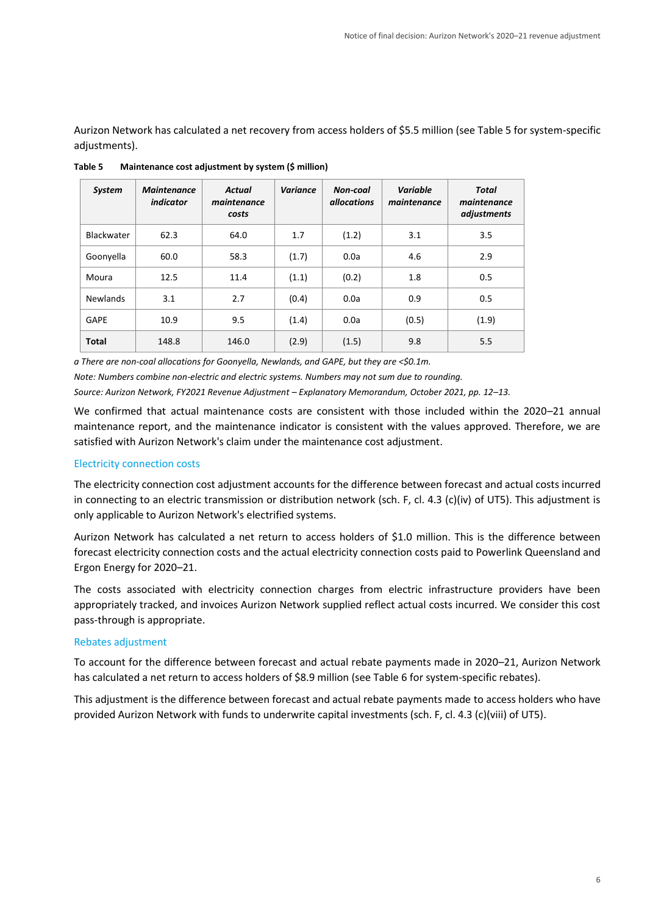Aurizon Network has calculated a net recovery from access holders of $5.5 million (see Table 5 for system-specific adjustments).

**Table 5 Maintenance cost adjustment by system ($ million)**

| *System* | *Maintenance indicator* | *Actual maintenance costs* | *Variance* | *Non-coal allocations* | *Variable maintenance* | *Total maintenance adjustments* |
|---|---|---|---|---|---|---|
| Blackwater | 62.3 | 64.0 | 1.7 | (1.2) | 3.1 | 3.5 |
| Goonyella | 60.0 | 58.3 | (1.7) | 0.0a | 4.6 | 2.9 |
| Moura | 12.5 | 11.4 | (1.1) | (0.2) | 1.8 | 0.5 |
| Newlands | 3.1 | 2.7 | (0.4) | 0.0a | 0.9 | 0.5 |
| GAPE | 10.9 | 9.5 | (1.4) | 0.0a | (0.5) | (1.9) |
| **Total** | 148.8 | 146.0 | (2.9) | (1.5) | 9.8 | 5.5 |

*a There are non-coal allocations for Goonyella, Newlands, and GAPE, but they are <$0.1m.*

*Note: Numbers combine non-electric and electric systems. Numbers may not sum due to rounding.*

*Source: Aurizon Network, FY2021 Revenue Adjustment – Explanatory Memorandum, October 2021, pp. 12–13.*

We confirmed that actual maintenance costs are consistent with those included within the 2020–21 annual maintenance report, and the maintenance indicator is consistent with the values approved. Therefore, we are satisfied with Aurizon Network's claim under the maintenance cost adjustment.

### Electricity connection costs

The electricity connection cost adjustment accounts for the difference between forecast and actual costs incurred in connecting to an electric transmission or distribution network (sch. F, cl. 4.3 (c)(iv) of UT5). This adjustment is only applicable to Aurizon Network's electrified systems.

Aurizon Network has calculated a net return to access holders of $1.0 million. This is the difference between forecast electricity connection costs and the actual electricity connection costs paid to Powerlink Queensland and Ergon Energy for 2020–21.

The costs associated with electricity connection charges from electric infrastructure providers have been appropriately tracked, and invoices Aurizon Network supplied reflect actual costs incurred. We consider this cost pass-through is appropriate.

### Rebates adjustment

To account for the difference between forecast and actual rebate payments made in 2020–21, Aurizon Network has calculated a net return to access holders of $8.9 million (see Table 6 for system-specific rebates).

This adjustment is the difference between forecast and actual rebate payments made to access holders who have provided Aurizon Network with funds to underwrite capital investments (sch. F, cl. 4.3 (c)(viii) of UT5).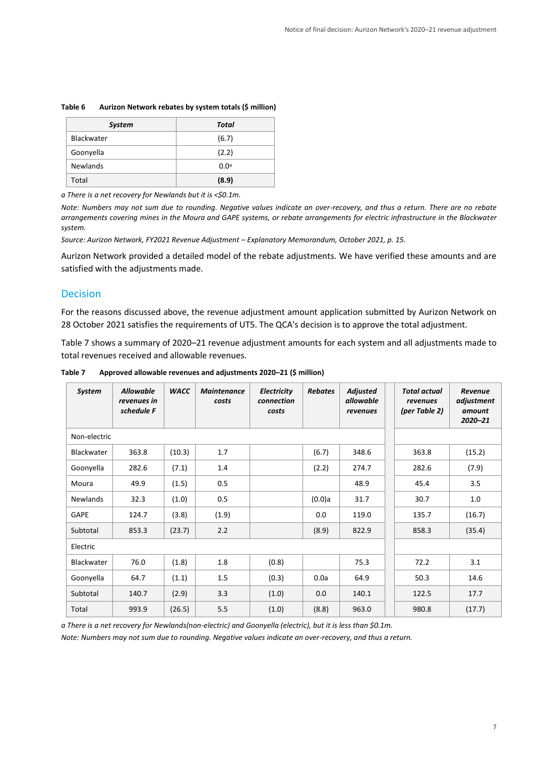**Table 6 Aurizon Network rebates by system totals ($ million)**

| System | Total |
|---|---|
| Blackwater | (6.7) |
| Goonyella | (2.2) |
| Newlands | 0.0[a] |
| Total | **(8.9)** |

*a There is a net recovery for Newlands but it is <$0.1m.*

*Note: Numbers may not sum due to rounding. Negative values indicate an over-recovery, and thus a return. There are no rebate arrangements covering mines in the Moura and GAPE systems, or rebate arrangements for electric infrastructure in the Blackwater system.*

*Source: Aurizon Network, FY2021 Revenue Adjustment – Explanatory Memorandum, October 2021, p. 15.*

Aurizon Network provided a detailed model of the rebate adjustments. We have verified these amounts and are satisfied with the adjustments made.

## Decision

For the reasons discussed above, the revenue adjustment amount application submitted by Aurizon Network on 28 October 2021 satisfies the requirements of UT5. The QCA's decision is to approve the total adjustment.

Table 7 shows a summary of 2020–21 revenue adjustment amounts for each system and all adjustments made to total revenues received and allowable revenues.

**Table 7 Approved allowable revenues and adjustments 2020–21 ($ million)**

| System | Allowable revenues in schedule F | WACC | Maintenance costs | Electricity connection costs | Rebates | Adjusted allowable revenues | Total actual revenues (per Table 2) | Revenue adjustment amount 2020–21 |
|---|---|---|---|---|---|---|---|---|
| Non-electric | | | | | | | | |
| Blackwater | 363.8 | (10.3) | 1.7 | | (6.7) | 348.6 | 363.8 | (15.2) |
| Goonyella | 282.6 | (7.1) | 1.4 | | (2.2) | 274.7 | 282.6 | (7.9) |
| Moura | 49.9 | (1.5) | 0.5 | | | 48.9 | 45.4 | 3.5 |
| Newlands | 32.3 | (1.0) | 0.5 | | (0.0)a | 31.7 | 30.7 | 1.0 |
| GAPE | 124.7 | (3.8) | (1.9) | | 0.0 | 119.0 | 135.7 | (16.7) |
| Subtotal | 853.3 | (23.7) | 2.2 | | (8.9) | 822.9 | 858.3 | (35.4) |
| Electric | | | | | | | | |
| Blackwater | 76.0 | (1.8) | 1.8 | (0.8) | | 75.3 | 72.2 | 3.1 |
| Goonyella | 64.7 | (1.1) | 1.5 | (0.3) | 0.0a | 64.9 | 50.3 | 14.6 |
| Subtotal | 140.7 | (2.9) | 3.3 | (1.0) | 0.0 | 140.1 | 122.5 | 17.7 |
| Total | 993.9 | (26.5) | 5.5 | (1.0) | (8.8) | 963.0 | 980.8 | (17.7) |

*a There is a net recovery for Newlands(non-electric) and Goonyella (electric), but it is less than $0.1m.*

*Note: Numbers may not sum due to rounding. Negative values indicate an over-recovery, and thus a return.*